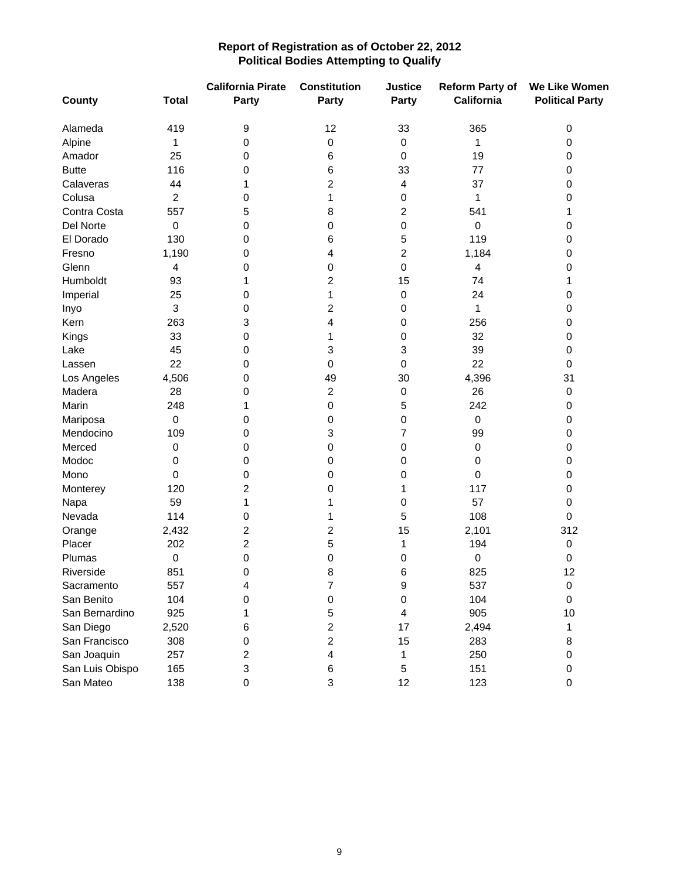## Report of Registration as of October 22, 2012
## Political Bodies Attempting to Qualify

| County | Total | California Pirate Party | Constitution Party | Justice Party | Reform Party of California | We Like Women Political Party |
|---|---|---|---|---|---|---|
| Alameda | 419 | 9 | 12 | 33 | 365 | 0 |
| Alpine | 1 | 0 | 0 | 0 | 1 | 0 |
| Amador | 25 | 0 | 6 | 0 | 19 | 0 |
| Butte | 116 | 0 | 6 | 33 | 77 | 0 |
| Calaveras | 44 | 1 | 2 | 4 | 37 | 0 |
| Colusa | 2 | 0 | 1 | 0 | 1 | 0 |
| Contra Costa | 557 | 5 | 8 | 2 | 541 | 1 |
| Del Norte | 0 | 0 | 0 | 0 | 0 | 0 |
| El Dorado | 130 | 0 | 6 | 5 | 119 | 0 |
| Fresno | 1,190 | 0 | 4 | 2 | 1,184 | 0 |
| Glenn | 4 | 0 | 0 | 0 | 4 | 0 |
| Humboldt | 93 | 1 | 2 | 15 | 74 | 1 |
| Imperial | 25 | 0 | 1 | 0 | 24 | 0 |
| Inyo | 3 | 0 | 2 | 0 | 1 | 0 |
| Kern | 263 | 3 | 4 | 0 | 256 | 0 |
| Kings | 33 | 0 | 1 | 0 | 32 | 0 |
| Lake | 45 | 0 | 3 | 3 | 39 | 0 |
| Lassen | 22 | 0 | 0 | 0 | 22 | 0 |
| Los Angeles | 4,506 | 0 | 49 | 30 | 4,396 | 31 |
| Madera | 28 | 0 | 2 | 0 | 26 | 0 |
| Marin | 248 | 1 | 0 | 5 | 242 | 0 |
| Mariposa | 0 | 0 | 0 | 0 | 0 | 0 |
| Mendocino | 109 | 0 | 3 | 7 | 99 | 0 |
| Merced | 0 | 0 | 0 | 0 | 0 | 0 |
| Modoc | 0 | 0 | 0 | 0 | 0 | 0 |
| Mono | 0 | 0 | 0 | 0 | 0 | 0 |
| Monterey | 120 | 2 | 0 | 1 | 117 | 0 |
| Napa | 59 | 1 | 1 | 0 | 57 | 0 |
| Nevada | 114 | 0 | 1 | 5 | 108 | 0 |
| Orange | 2,432 | 2 | 2 | 15 | 2,101 | 312 |
| Placer | 202 | 2 | 5 | 1 | 194 | 0 |
| Plumas | 0 | 0 | 0 | 0 | 0 | 0 |
| Riverside | 851 | 0 | 8 | 6 | 825 | 12 |
| Sacramento | 557 | 4 | 7 | 9 | 537 | 0 |
| San Benito | 104 | 0 | 0 | 0 | 104 | 0 |
| San Bernardino | 925 | 1 | 5 | 4 | 905 | 10 |
| San Diego | 2,520 | 6 | 2 | 17 | 2,494 | 1 |
| San Francisco | 308 | 0 | 2 | 15 | 283 | 8 |
| San Joaquin | 257 | 2 | 4 | 1 | 250 | 0 |
| San Luis Obispo | 165 | 3 | 6 | 5 | 151 | 0 |
| San Mateo | 138 | 0 | 3 | 12 | 123 | 0 |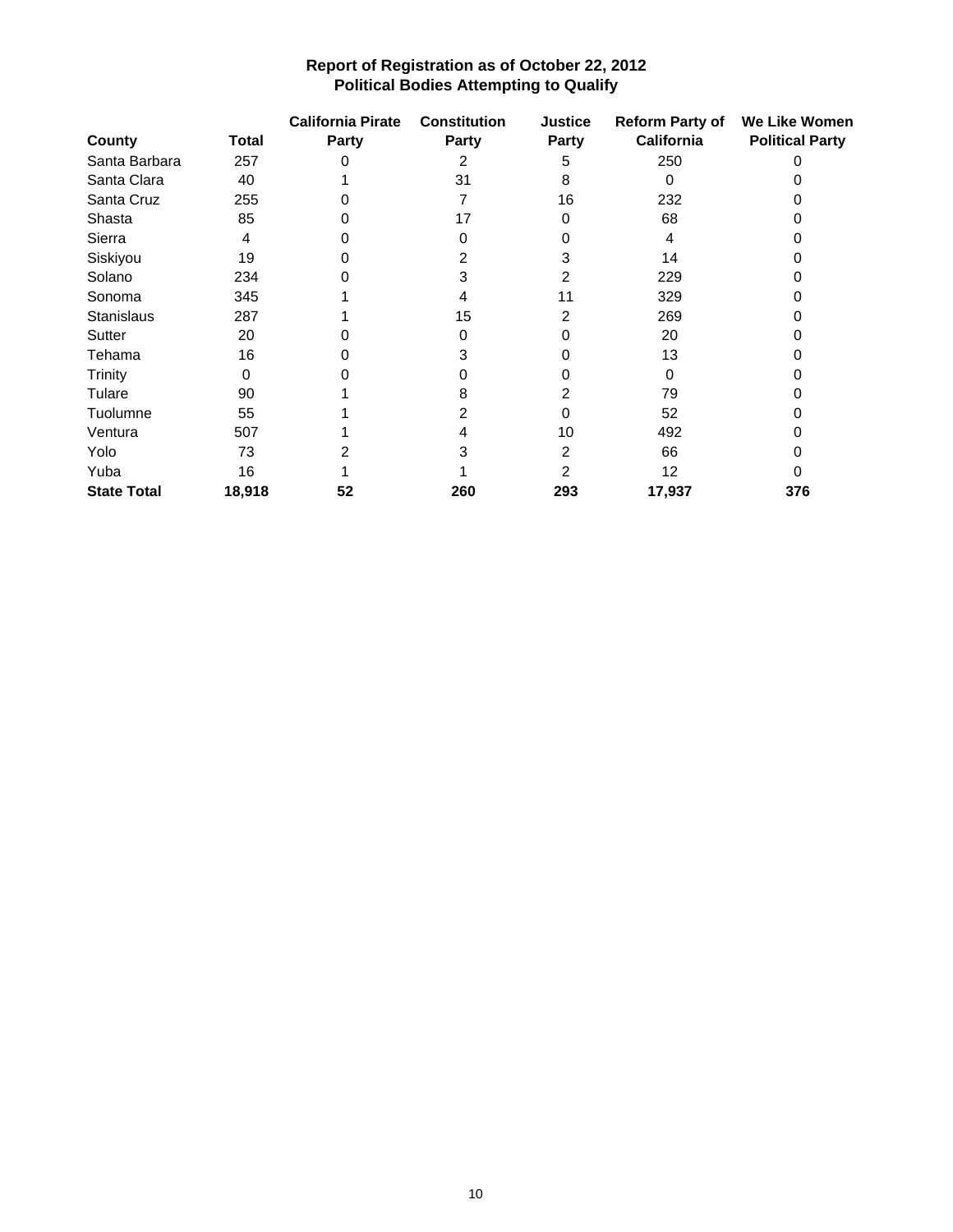# Report of Registration as of October 22, 2012
## Political Bodies Attempting to Qualify

| County | Total | California Pirate Party | Constitution Party | Justice Party | Reform Party of California | We Like Women Political Party |
|---|---|---|---|---|---|---|
| Santa Barbara | 257 | 0 | 2 | 5 | 250 | 0 |
| Santa Clara | 40 | 1 | 31 | 8 | 0 | 0 |
| Santa Cruz | 255 | 0 | 7 | 16 | 232 | 0 |
| Shasta | 85 | 0 | 17 | 0 | 68 | 0 |
| Sierra | 4 | 0 | 0 | 0 | 4 | 0 |
| Siskiyou | 19 | 0 | 2 | 3 | 14 | 0 |
| Solano | 234 | 0 | 3 | 2 | 229 | 0 |
| Sonoma | 345 | 1 | 4 | 11 | 329 | 0 |
| Stanislaus | 287 | 1 | 15 | 2 | 269 | 0 |
| Sutter | 20 | 0 | 0 | 0 | 20 | 0 |
| Tehama | 16 | 0 | 3 | 0 | 13 | 0 |
| Trinity | 0 | 0 | 0 | 0 | 0 | 0 |
| Tulare | 90 | 1 | 8 | 2 | 79 | 0 |
| Tuolumne | 55 | 1 | 2 | 0 | 52 | 0 |
| Ventura | 507 | 1 | 4 | 10 | 492 | 0 |
| Yolo | 73 | 2 | 3 | 2 | 66 | 0 |
| Yuba | 16 | 1 | 1 | 2 | 12 | 0 |
| **State Total** | **18,918** | **52** | **260** | **293** | **17,937** | **376** |